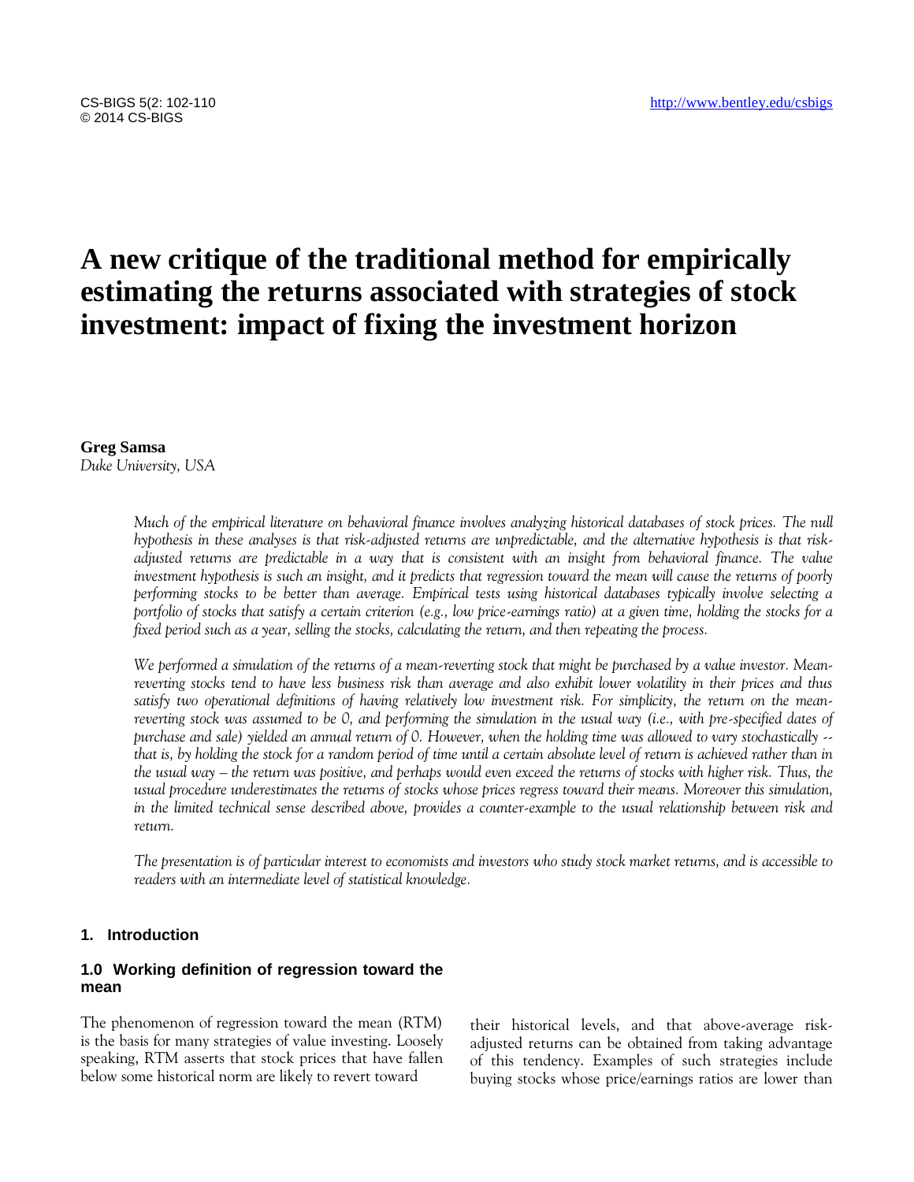# A new critique of the traditional method for empirically estimating the returns associated with strategies of stock investment: impact of fixing the investment horizon

**Greg Samsa**
*Duke University, USA*

*Much of the empirical literature on behavioral finance involves analyzing historical databases of stock prices. The null hypothesis in these analyses is that risk-adjusted returns are unpredictable, and the alternative hypothesis is that risk-adjusted returns are predictable in a way that is consistent with an insight from behavioral finance. The value investment hypothesis is such an insight, and it predicts that regression toward the mean will cause the returns of poorly performing stocks to be better than average. Empirical tests using historical databases typically involve selecting a portfolio of stocks that satisfy a certain criterion (e.g., low price-earnings ratio) at a given time, holding the stocks for a fixed period such as a year, selling the stocks, calculating the return, and then repeating the process.*

*We performed a simulation of the returns of a mean-reverting stock that might be purchased by a value investor. Mean-reverting stocks tend to have less business risk than average and also exhibit lower volatility in their prices and thus satisfy two operational definitions of having relatively low investment risk. For simplicity, the return on the mean-reverting stock was assumed to be 0, and performing the simulation in the usual way (i.e., with pre-specified dates of purchase and sale) yielded an annual return of 0. However, when the holding time was allowed to vary stochastically -- that is, by holding the stock for a random period of time until a certain absolute level of return is achieved rather than in the usual way – the return was positive, and perhaps would even exceed the returns of stocks with higher risk. Thus, the usual procedure underestimates the returns of stocks whose prices regress toward their means. Moreover this simulation, in the limited technical sense described above, provides a counter-example to the usual relationship between risk and return.*

*The presentation is of particular interest to economists and investors who study stock market returns, and is accessible to readers with an intermediate level of statistical knowledge.*

## 1. Introduction

### 1.0 Working definition of regression toward the mean

The phenomenon of regression toward the mean (RTM) is the basis for many strategies of value investing. Loosely speaking, RTM asserts that stock prices that have fallen below some historical norm are likely to revert toward their historical levels, and that above-average risk-adjusted returns can be obtained from taking advantage of this tendency. Examples of such strategies include buying stocks whose price/earnings ratios are lower than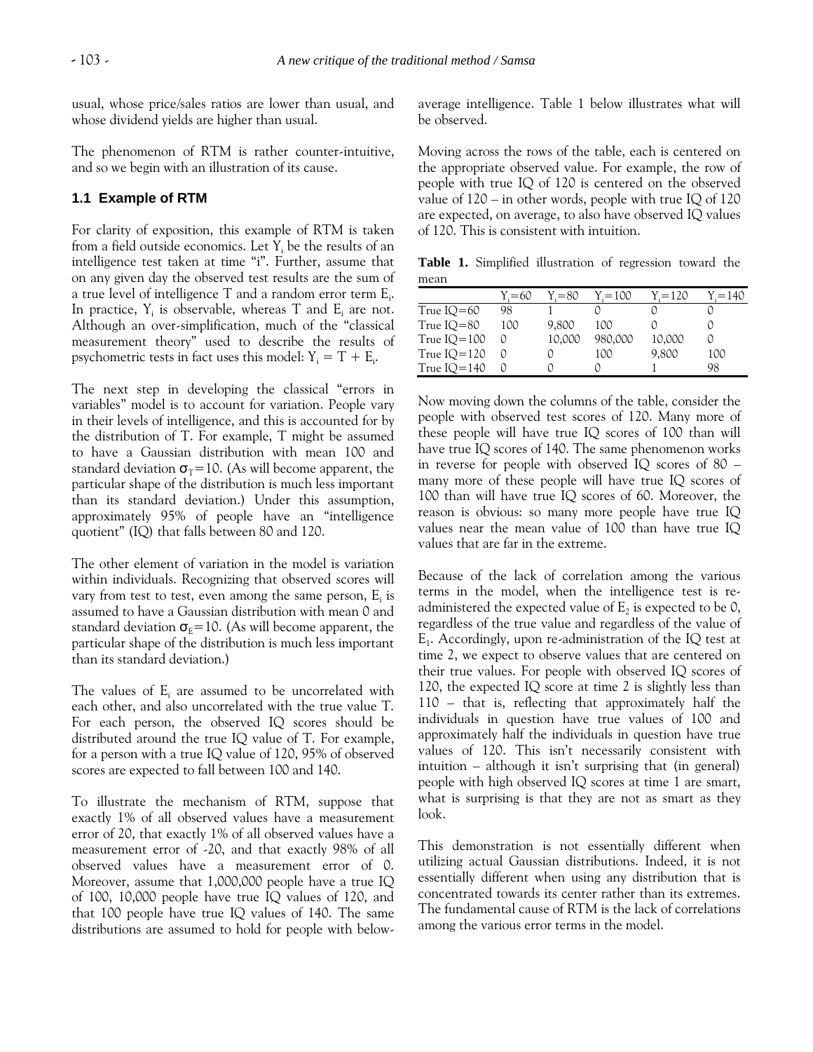usual, whose price/sales ratios are lower than usual, and whose dividend yields are higher than usual.

The phenomenon of RTM is rather counter-intuitive, and so we begin with an illustration of its cause.

### 1.1 Example of RTM

For clarity of exposition, this example of RTM is taken from a field outside economics. Let $Y_i$ be the results of an intelligence test taken at time "i". Further, assume that on any given day the observed test results are the sum of a true level of intelligence T and a random error term $E_i$. In practice, $Y_i$ is observable, whereas T and $E_i$ are not. Although an over-simplification, much of the "classical measurement theory" used to describe the results of psychometric tests in fact uses this model: $Y_i = T + E_i$.

The next step in developing the classical "errors in variables" model is to account for variation. People vary in their levels of intelligence, and this is accounted for by the distribution of T. For example, T might be assumed to have a Gaussian distribution with mean 100 and standard deviation $\sigma_T=10$. (As will become apparent, the particular shape of the distribution is much less important than its standard deviation.) Under this assumption, approximately 95% of people have an "intelligence quotient" (IQ) that falls between 80 and 120.

The other element of variation in the model is variation within individuals. Recognizing that observed scores will vary from test to test, even among the same person, $E_i$ is assumed to have a Gaussian distribution with mean 0 and standard deviation $\sigma_E=10$. (As will become apparent, the particular shape of the distribution is much less important than its standard deviation.)

The values of $E_i$ are assumed to be uncorrelated with each other, and also uncorrelated with the true value T. For each person, the observed IQ scores should be distributed around the true IQ value of T. For example, for a person with a true IQ value of 120, 95% of observed scores are expected to fall between 100 and 140.

To illustrate the mechanism of RTM, suppose that exactly 1% of all observed values have a measurement error of 20, that exactly 1% of all observed values have a measurement error of -20, and that exactly 98% of all observed values have a measurement error of 0. Moreover, assume that 1,000,000 people have a true IQ of 100, 10,000 people have true IQ values of 120, and that 100 people have true IQ values of 140. The same distributions are assumed to hold for people with below-average intelligence. Table 1 below illustrates what will be observed.

Moving across the rows of the table, each is centered on the appropriate observed value. For example, the row of people with true IQ of 120 is centered on the observed value of 120 – in other words, people with true IQ of 120 are expected, on average, to also have observed IQ values of 120. This is consistent with intuition.

**Table 1.** Simplified illustration of regression toward the mean

| | $Y_i=60$ | $Y_i=80$ | $Y_i=100$ | $Y_i=120$ | $Y_i=140$ |
|---|---|---|---|---|---|
| True IQ=60 | 98 | 1 | 0 | 0 | 0 |
| True IQ=80 | 100 | 9,800 | 100 | 0 | 0 |
| True IQ=100 | 0 | 10,000 | 980,000 | 10,000 | 0 |
| True IQ=120 | 0 | 0 | 100 | 9,800 | 100 |
| True IQ=140 | 0 | 0 | 0 | 1 | 98 |

Now moving down the columns of the table, consider the people with observed test scores of 120. Many more of these people will have true IQ scores of 100 than will have true IQ scores of 140. The same phenomenon works in reverse for people with observed IQ scores of 80 – many more of these people will have true IQ scores of 100 than will have true IQ scores of 60. Moreover, the reason is obvious: so many more people have true IQ values near the mean value of 100 than have true IQ values that are far in the extreme.

Because of the lack of correlation among the various terms in the model, when the intelligence test is re-administered the expected value of $E_2$ is expected to be 0, regardless of the true value and regardless of the value of $E_1$. Accordingly, upon re-administration of the IQ test at time 2, we expect to observe values that are centered on their true values. For people with observed IQ scores of 120, the expected IQ score at time 2 is slightly less than 110 – that is, reflecting that approximately half the individuals in question have true values of 100 and approximately half the individuals in question have true values of 120. This isn't necessarily consistent with intuition – although it isn't surprising that (in general) people with high observed IQ scores at time 1 are smart, what is surprising is that they are not as smart as they look.

This demonstration is not essentially different when utilizing actual Gaussian distributions. Indeed, it is not essentially different when using any distribution that is concentrated towards its center rather than its extremes. The fundamental cause of RTM is the lack of correlations among the various error terms in the model.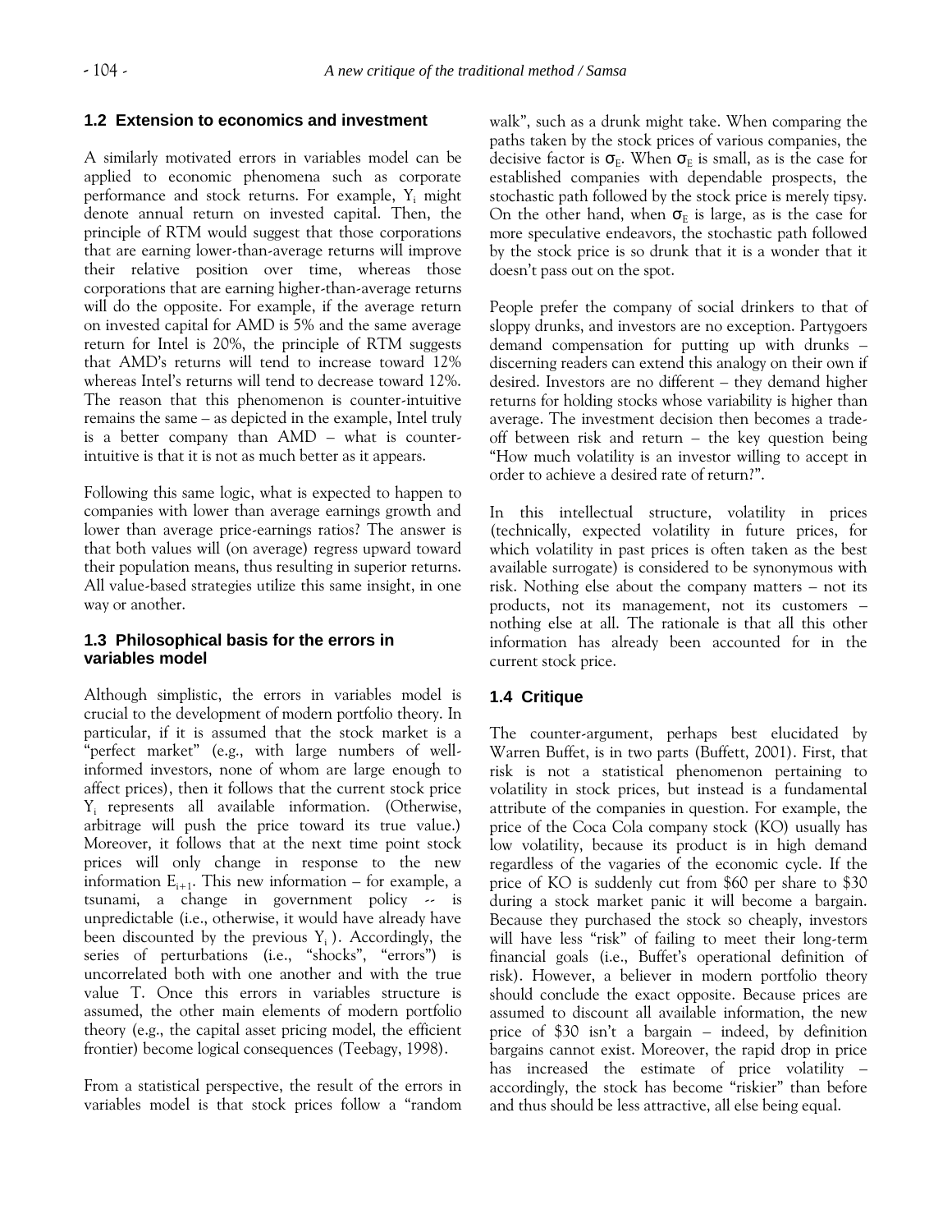## 1.2 Extension to economics and investment

A similarly motivated errors in variables model can be applied to economic phenomena such as corporate performance and stock returns. For example, $Y_i$ might denote annual return on invested capital. Then, the principle of RTM would suggest that those corporations that are earning lower-than-average returns will improve their relative position over time, whereas those corporations that are earning higher-than-average returns will do the opposite. For example, if the average return on invested capital for AMD is 5% and the same average return for Intel is 20%, the principle of RTM suggests that AMD's returns will tend to increase toward 12% whereas Intel's returns will tend to decrease toward 12%. The reason that this phenomenon is counter-intuitive remains the same – as depicted in the example, Intel truly is a better company than AMD – what is counter-intuitive is that it is not as much better as it appears.

Following this same logic, what is expected to happen to companies with lower than average earnings growth and lower than average price-earnings ratios? The answer is that both values will (on average) regress upward toward their population means, thus resulting in superior returns. All value-based strategies utilize this same insight, in one way or another.

## 1.3 Philosophical basis for the errors in variables model

Although simplistic, the errors in variables model is crucial to the development of modern portfolio theory. In particular, if it is assumed that the stock market is a "perfect market" (e.g., with large numbers of well-informed investors, none of whom are large enough to affect prices), then it follows that the current stock price $Y_i$ represents all available information. (Otherwise, arbitrage will push the price toward its true value.) Moreover, it follows that at the next time point stock prices will only change in response to the new information $E_{i+1}$. This new information – for example, a tsunami, a change in government policy -- is unpredictable (i.e., otherwise, it would already have been discounted by the previous $Y_i$ ). Accordingly, the series of perturbations (i.e., "shocks", "errors") is uncorrelated both with one another and with the true value T. Once this errors in variables structure is assumed, the other main elements of modern portfolio theory (e.g., the capital asset pricing model, the efficient frontier) become logical consequences (Teebagy, 1998).

From a statistical perspective, the result of the errors in variables model is that stock prices follow a "random walk", such as a drunk might take. When comparing the paths taken by the stock prices of various companies, the decisive factor is $\sigma_E$. When $\sigma_E$ is small, as is the case for established companies with dependable prospects, the stochastic path followed by the stock price is merely tipsy. On the other hand, when $\sigma_E$ is large, as is the case for more speculative endeavors, the stochastic path followed by the stock price is so drunk that it is a wonder that it doesn't pass out on the spot.

People prefer the company of social drinkers to that of sloppy drunks, and investors are no exception. Partygoers demand compensation for putting up with drunks – discerning readers can extend this analogy on their own if desired. Investors are no different – they demand higher returns for holding stocks whose variability is higher than average. The investment decision then becomes a trade-off between risk and return – the key question being "How much volatility is an investor willing to accept in order to achieve a desired rate of return?".

In this intellectual structure, volatility in prices (technically, expected volatility in future prices, for which volatility in past prices is often taken as the best available surrogate) is considered to be synonymous with risk. Nothing else about the company matters – not its products, not its management, not its customers – nothing else at all. The rationale is that all this other information has already been accounted for in the current stock price.

## 1.4 Critique

The counter-argument, perhaps best elucidated by Warren Buffet, is in two parts (Buffett, 2001). First, that risk is not a statistical phenomenon pertaining to volatility in stock prices, but instead is a fundamental attribute of the companies in question. For example, the price of the Coca Cola company stock (KO) usually has low volatility, because its product is in high demand regardless of the vagaries of the economic cycle. If the price of KO is suddenly cut from $60 per share to $30 during a stock market panic it will become a bargain. Because they purchased the stock so cheaply, investors will have less "risk" of failing to meet their long-term financial goals (i.e., Buffet's operational definition of risk). However, a believer in modern portfolio theory should conclude the exact opposite. Because prices are assumed to discount all available information, the new price of $30 isn't a bargain – indeed, by definition bargains cannot exist. Moreover, the rapid drop in price has increased the estimate of price volatility – accordingly, the stock has become "riskier" than before and thus should be less attractive, all else being equal.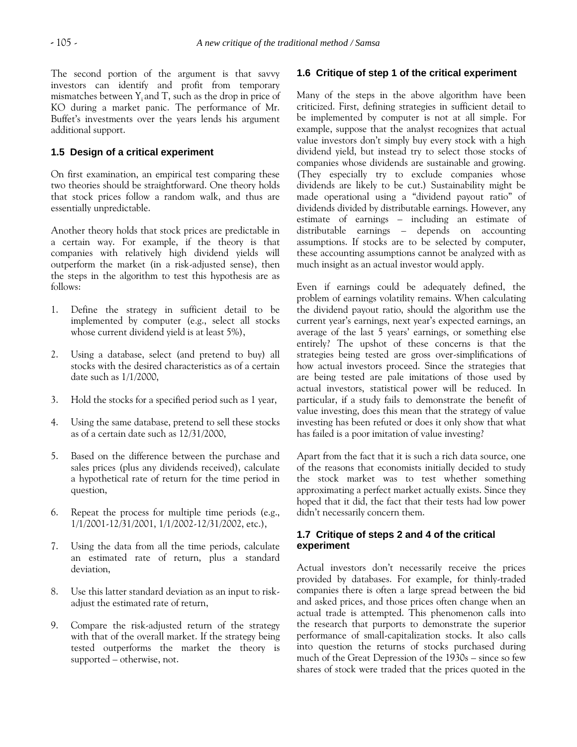The second portion of the argument is that savvy investors can identify and profit from temporary mismatches between $Y_i$ and T, such as the drop in price of KO during a market panic. The performance of Mr. Buffet's investments over the years lends his argument additional support.

### 1.5 Design of a critical experiment

On first examination, an empirical test comparing these two theories should be straightforward. One theory holds that stock prices follow a random walk, and thus are essentially unpredictable.

Another theory holds that stock prices are predictable in a certain way. For example, if the theory is that companies with relatively high dividend yields will outperform the market (in a risk-adjusted sense), then the steps in the algorithm to test this hypothesis are as follows:

1. Define the strategy in sufficient detail to be implemented by computer (e.g., select all stocks whose current dividend yield is at least 5%),
2. Using a database, select (and pretend to buy) all stocks with the desired characteristics as of a certain date such as 1/1/2000,
3. Hold the stocks for a specified period such as 1 year,
4. Using the same database, pretend to sell these stocks as of a certain date such as 12/31/2000,
5. Based on the difference between the purchase and sales prices (plus any dividends received), calculate a hypothetical rate of return for the time period in question,
6. Repeat the process for multiple time periods (e.g., 1/1/2001-12/31/2001, 1/1/2002-12/31/2002, etc.),
7. Using the data from all the time periods, calculate an estimated rate of return, plus a standard deviation,
8. Use this latter standard deviation as an input to risk-adjust the estimated rate of return,
9. Compare the risk-adjusted return of the strategy with that of the overall market. If the strategy being tested outperforms the market the theory is supported – otherwise, not.

### 1.6 Critique of step 1 of the critical experiment

Many of the steps in the above algorithm have been criticized. First, defining strategies in sufficient detail to be implemented by computer is not at all simple. For example, suppose that the analyst recognizes that actual value investors don't simply buy every stock with a high dividend yield, but instead try to select those stocks of companies whose dividends are sustainable and growing. (They especially try to exclude companies whose dividends are likely to be cut.) Sustainability might be made operational using a "dividend payout ratio" of dividends divided by distributable earnings. However, any estimate of earnings – including an estimate of distributable earnings – depends on accounting assumptions. If stocks are to be selected by computer, these accounting assumptions cannot be analyzed with as much insight as an actual investor would apply.

Even if earnings could be adequately defined, the problem of earnings volatility remains. When calculating the dividend payout ratio, should the algorithm use the current year's earnings, next year's expected earnings, an average of the last 5 years' earnings, or something else entirely? The upshot of these concerns is that the strategies being tested are gross over-simplifications of how actual investors proceed. Since the strategies that are being tested are pale imitations of those used by actual investors, statistical power will be reduced. In particular, if a study fails to demonstrate the benefit of value investing, does this mean that the strategy of value investing has been refuted or does it only show that what has failed is a poor imitation of value investing?

Apart from the fact that it is such a rich data source, one of the reasons that economists initially decided to study the stock market was to test whether something approximating a perfect market actually exists. Since they hoped that it did, the fact that their tests had low power didn't necessarily concern them.

### 1.7 Critique of steps 2 and 4 of the critical experiment

Actual investors don't necessarily receive the prices provided by databases. For example, for thinly-traded companies there is often a large spread between the bid and asked prices, and those prices often change when an actual trade is attempted. This phenomenon calls into the research that purports to demonstrate the superior performance of small-capitalization stocks. It also calls into question the returns of stocks purchased during much of the Great Depression of the 1930s – since so few shares of stock were traded that the prices quoted in the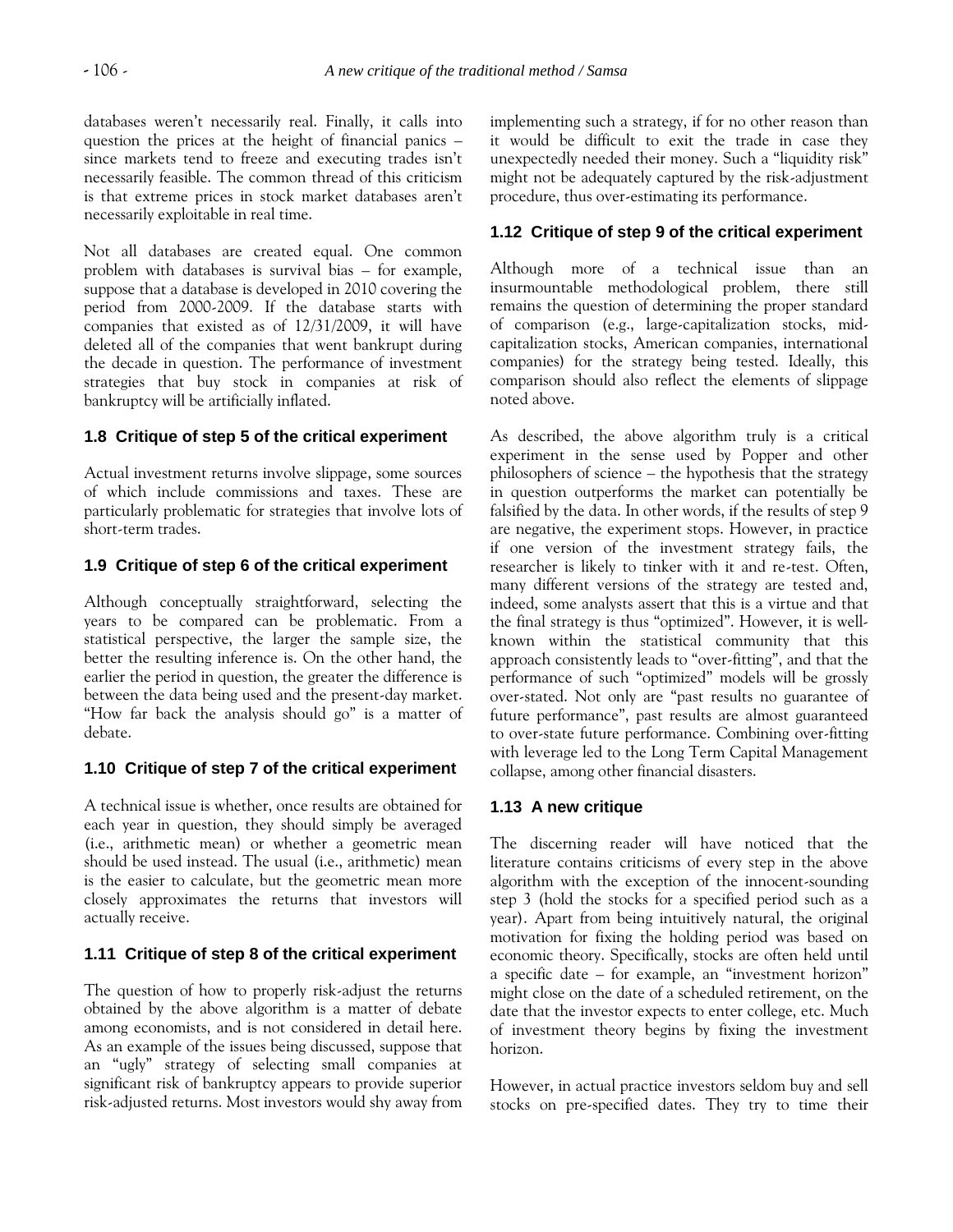databases weren't necessarily real. Finally, it calls into question the prices at the height of financial panics – since markets tend to freeze and executing trades isn't necessarily feasible. The common thread of this criticism is that extreme prices in stock market databases aren't necessarily exploitable in real time.

Not all databases are created equal. One common problem with databases is survival bias – for example, suppose that a database is developed in 2010 covering the period from 2000-2009. If the database starts with companies that existed as of 12/31/2009, it will have deleted all of the companies that went bankrupt during the decade in question. The performance of investment strategies that buy stock in companies at risk of bankruptcy will be artificially inflated.

### 1.8 Critique of step 5 of the critical experiment

Actual investment returns involve slippage, some sources of which include commissions and taxes. These are particularly problematic for strategies that involve lots of short-term trades.

### 1.9 Critique of step 6 of the critical experiment

Although conceptually straightforward, selecting the years to be compared can be problematic. From a statistical perspective, the larger the sample size, the better the resulting inference is. On the other hand, the earlier the period in question, the greater the difference is between the data being used and the present-day market. "How far back the analysis should go" is a matter of debate.

### 1.10 Critique of step 7 of the critical experiment

A technical issue is whether, once results are obtained for each year in question, they should simply be averaged (i.e., arithmetic mean) or whether a geometric mean should be used instead. The usual (i.e., arithmetic) mean is the easier to calculate, but the geometric mean more closely approximates the returns that investors will actually receive.

### 1.11 Critique of step 8 of the critical experiment

The question of how to properly risk-adjust the returns obtained by the above algorithm is a matter of debate among economists, and is not considered in detail here. As an example of the issues being discussed, suppose that an "ugly" strategy of selecting small companies at significant risk of bankruptcy appears to provide superior risk-adjusted returns. Most investors would shy away from implementing such a strategy, if for no other reason than it would be difficult to exit the trade in case they unexpectedly needed their money. Such a "liquidity risk" might not be adequately captured by the risk-adjustment procedure, thus over-estimating its performance.

### 1.12 Critique of step 9 of the critical experiment

Although more of a technical issue than an insurmountable methodological problem, there still remains the question of determining the proper standard of comparison (e.g., large-capitalization stocks, mid-capitalization stocks, American companies, international companies) for the strategy being tested. Ideally, this comparison should also reflect the elements of slippage noted above.

As described, the above algorithm truly is a critical experiment in the sense used by Popper and other philosophers of science – the hypothesis that the strategy in question outperforms the market can potentially be falsified by the data. In other words, if the results of step 9 are negative, the experiment stops. However, in practice if one version of the investment strategy fails, the researcher is likely to tinker with it and re-test. Often, many different versions of the strategy are tested and, indeed, some analysts assert that this is a virtue and that the final strategy is thus "optimized". However, it is well-known within the statistical community that this approach consistently leads to "over-fitting", and that the performance of such "optimized" models will be grossly over-stated. Not only are "past results no guarantee of future performance", past results are almost guaranteed to over-state future performance. Combining over-fitting with leverage led to the Long Term Capital Management collapse, among other financial disasters.

### 1.13 A new critique

The discerning reader will have noticed that the literature contains criticisms of every step in the above algorithm with the exception of the innocent-sounding step 3 (hold the stocks for a specified period such as a year). Apart from being intuitively natural, the original motivation for fixing the holding period was based on economic theory. Specifically, stocks are often held until a specific date – for example, an "investment horizon" might close on the date of a scheduled retirement, on the date that the investor expects to enter college, etc. Much of investment theory begins by fixing the investment horizon.

However, in actual practice investors seldom buy and sell stocks on pre-specified dates. They try to time their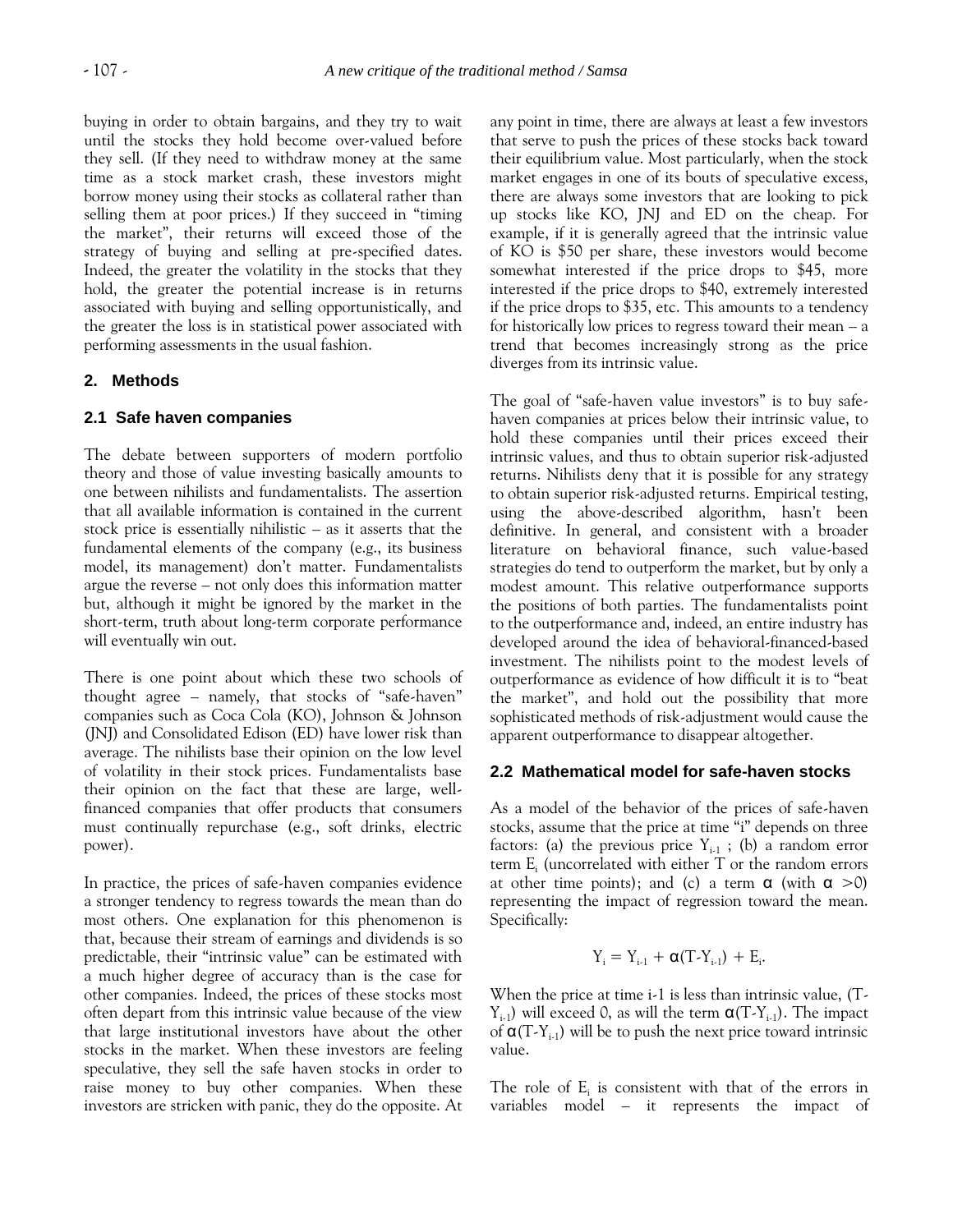buying in order to obtain bargains, and they try to wait until the stocks they hold become over-valued before they sell. (If they need to withdraw money at the same time as a stock market crash, these investors might borrow money using their stocks as collateral rather than selling them at poor prices.) If they succeed in "timing the market", their returns will exceed those of the strategy of buying and selling at pre-specified dates. Indeed, the greater the volatility in the stocks that they hold, the greater the potential increase is in returns associated with buying and selling opportunistically, and the greater the loss is in statistical power associated with performing assessments in the usual fashion.

## 2. Methods

### 2.1 Safe haven companies

The debate between supporters of modern portfolio theory and those of value investing basically amounts to one between nihilists and fundamentalists. The assertion that all available information is contained in the current stock price is essentially nihilistic – as it asserts that the fundamental elements of the company (e.g., its business model, its management) don't matter. Fundamentalists argue the reverse – not only does this information matter but, although it might be ignored by the market in the short-term, truth about long-term corporate performance will eventually win out.

There is one point about which these two schools of thought agree – namely, that stocks of "safe-haven" companies such as Coca Cola (KO), Johnson & Johnson (JNJ) and Consolidated Edison (ED) have lower risk than average. The nihilists base their opinion on the low level of volatility in their stock prices. Fundamentalists base their opinion on the fact that these are large, well-financed companies that offer products that consumers must continually repurchase (e.g., soft drinks, electric power).

In practice, the prices of safe-haven companies evidence a stronger tendency to regress towards the mean than do most others. One explanation for this phenomenon is that, because their stream of earnings and dividends is so predictable, their "intrinsic value" can be estimated with a much higher degree of accuracy than is the case for other companies. Indeed, the prices of these stocks most often depart from this intrinsic value because of the view that large institutional investors have about the other stocks in the market. When these investors are feeling speculative, they sell the safe haven stocks in order to raise money to buy other companies. When these investors are stricken with panic, they do the opposite. At any point in time, there are always at least a few investors that serve to push the prices of these stocks back toward their equilibrium value. Most particularly, when the stock market engages in one of its bouts of speculative excess, there are always some investors that are looking to pick up stocks like KO, JNJ and ED on the cheap. For example, if it is generally agreed that the intrinsic value of KO is $50 per share, these investors would become somewhat interested if the price drops to $45, more interested if the price drops to $40, extremely interested if the price drops to $35, etc. This amounts to a tendency for historically low prices to regress toward their mean – a trend that becomes increasingly strong as the price diverges from its intrinsic value.

The goal of "safe-haven value investors" is to buy safe-haven companies at prices below their intrinsic value, to hold these companies until their prices exceed their intrinsic values, and thus to obtain superior risk-adjusted returns. Nihilists deny that it is possible for any strategy to obtain superior risk-adjusted returns. Empirical testing, using the above-described algorithm, hasn't been definitive. In general, and consistent with a broader literature on behavioral finance, such value-based strategies do tend to outperform the market, but by only a modest amount. This relative outperformance supports the positions of both parties. The fundamentalists point to the outperformance and, indeed, an entire industry has developed around the idea of behavioral-financed-based investment. The nihilists point to the modest levels of outperformance as evidence of how difficult it is to "beat the market", and hold out the possibility that more sophisticated methods of risk-adjustment would cause the apparent outperformance to disappear altogether.

### 2.2 Mathematical model for safe-haven stocks

As a model of the behavior of the prices of safe-haven stocks, assume that the price at time "i" depends on three factors: (a) the previous price $Y_{i-1}$ ; (b) a random error term $E_i$ (uncorrelated with either T or the random errors at other time points); and (c) a term $\alpha$ (with $\alpha > 0$) representing the impact of regression toward the mean. Specifically:

$$Y_i = Y_{i-1} + \alpha(T - Y_{i-1}) + E_i.$$

When the price at time i-1 is less than intrinsic value, $(T - Y_{i-1})$ will exceed 0, as will the term $\alpha(T - Y_{i-1})$. The impact of $\alpha(T - Y_{i-1})$ will be to push the next price toward intrinsic value.

The role of $E_i$ is consistent with that of the errors in variables model – it represents the impact of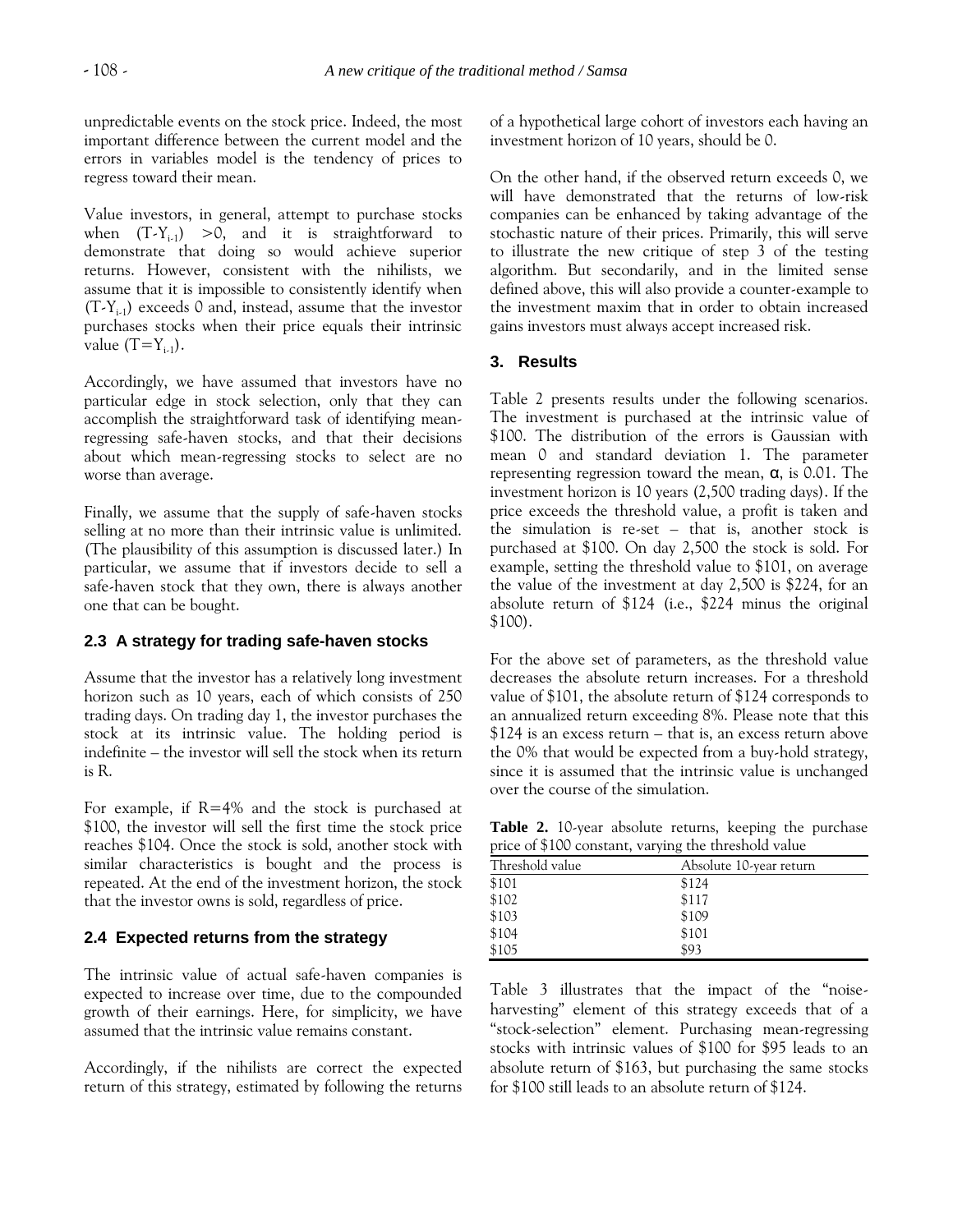unpredictable events on the stock price. Indeed, the most important difference between the current model and the errors in variables model is the tendency of prices to regress toward their mean.

Value investors, in general, attempt to purchase stocks when $(T\text{-}Y_{i\text{-}1}) > 0$, and it is straightforward to demonstrate that doing so would achieve superior returns. However, consistent with the nihilists, we assume that it is impossible to consistently identify when $(T\text{-}Y_{i\text{-}1})$ exceeds 0 and, instead, assume that the investor purchases stocks when their price equals their intrinsic value $(T=Y_{i\text{-}1})$.

Accordingly, we have assumed that investors have no particular edge in stock selection, only that they can accomplish the straightforward task of identifying mean-regressing safe-haven stocks, and that their decisions about which mean-regressing stocks to select are no worse than average.

Finally, we assume that the supply of safe-haven stocks selling at no more than their intrinsic value is unlimited. (The plausibility of this assumption is discussed later.) In particular, we assume that if investors decide to sell a safe-haven stock that they own, there is always another one that can be bought.

### 2.3 A strategy for trading safe-haven stocks

Assume that the investor has a relatively long investment horizon such as 10 years, each of which consists of 250 trading days. On trading day 1, the investor purchases the stock at its intrinsic value. The holding period is indefinite – the investor will sell the stock when its return is R.

For example, if R=4% and the stock is purchased at \$100, the investor will sell the first time the stock price reaches \$104. Once the stock is sold, another stock with similar characteristics is bought and the process is repeated. At the end of the investment horizon, the stock that the investor owns is sold, regardless of price.

### 2.4 Expected returns from the strategy

The intrinsic value of actual safe-haven companies is expected to increase over time, due to the compounded growth of their earnings. Here, for simplicity, we have assumed that the intrinsic value remains constant.

Accordingly, if the nihilists are correct the expected return of this strategy, estimated by following the returns of a hypothetical large cohort of investors each having an investment horizon of 10 years, should be 0.

On the other hand, if the observed return exceeds 0, we will have demonstrated that the returns of low-risk companies can be enhanced by taking advantage of the stochastic nature of their prices. Primarily, this will serve to illustrate the new critique of step 3 of the testing algorithm. But secondarily, and in the limited sense defined above, this will also provide a counter-example to the investment maxim that in order to obtain increased gains investors must always accept increased risk.

## 3. Results

Table 2 presents results under the following scenarios. The investment is purchased at the intrinsic value of \$100. The distribution of the errors is Gaussian with mean 0 and standard deviation 1. The parameter representing regression toward the mean, $\alpha$, is 0.01. The investment horizon is 10 years (2,500 trading days). If the price exceeds the threshold value, a profit is taken and the simulation is re-set – that is, another stock is purchased at \$100. On day 2,500 the stock is sold. For example, setting the threshold value to \$101, on average the value of the investment at day 2,500 is \$224, for an absolute return of \$124 (i.e., \$224 minus the original \$100).

For the above set of parameters, as the threshold value decreases the absolute return increases. For a threshold value of \$101, the absolute return of \$124 corresponds to an annualized return exceeding 8%. Please note that this \$124 is an excess return – that is, an excess return above the 0% that would be expected from a buy-hold strategy, since it is assumed that the intrinsic value is unchanged over the course of the simulation.

**Table 2.** 10-year absolute returns, keeping the purchase price of \$100 constant, varying the threshold value

| Threshold value | Absolute 10-year return |
|---|---|
| \$101 | \$124 |
| \$102 | \$117 |
| \$103 | \$109 |
| \$104 | \$101 |
| \$105 | \$93 |

Table 3 illustrates that the impact of the "noise-harvesting" element of this strategy exceeds that of a "stock-selection" element. Purchasing mean-regressing stocks with intrinsic values of \$100 for \$95 leads to an absolute return of \$163, but purchasing the same stocks for \$100 still leads to an absolute return of \$124.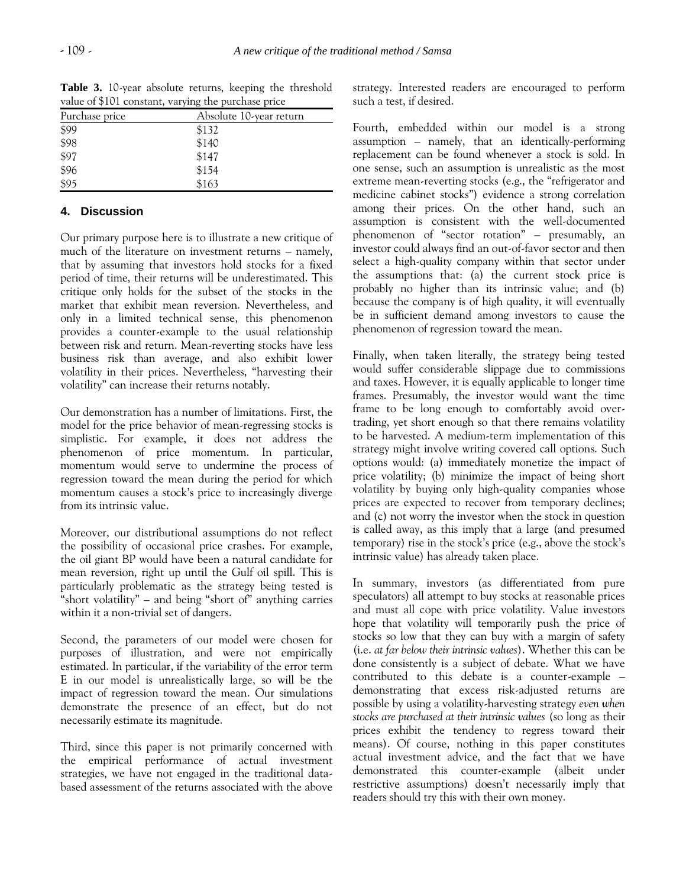**Table 3.** 10-year absolute returns, keeping the threshold value of $101 constant, varying the purchase price

| Purchase price | Absolute 10-year return |
|---|---|
| $99 | $132 |
| $98 | $140 |
| $97 | $147 |
| $96 | $154 |
| $95 | $163 |

## 4. Discussion

Our primary purpose here is to illustrate a new critique of much of the literature on investment returns – namely, that by assuming that investors hold stocks for a fixed period of time, their returns will be underestimated. This critique only holds for the subset of the stocks in the market that exhibit mean reversion. Nevertheless, and only in a limited technical sense, this phenomenon provides a counter-example to the usual relationship between risk and return. Mean-reverting stocks have less business risk than average, and also exhibit lower volatility in their prices. Nevertheless, "harvesting their volatility" can increase their returns notably.

Our demonstration has a number of limitations. First, the model for the price behavior of mean-regressing stocks is simplistic. For example, it does not address the phenomenon of price momentum. In particular, momentum would serve to undermine the process of regression toward the mean during the period for which momentum causes a stock's price to increasingly diverge from its intrinsic value.

Moreover, our distributional assumptions do not reflect the possibility of occasional price crashes. For example, the oil giant BP would have been a natural candidate for mean reversion, right up until the Gulf oil spill. This is particularly problematic as the strategy being tested is "short volatility" – and being "short of" anything carries within it a non-trivial set of dangers.

Second, the parameters of our model were chosen for purposes of illustration, and were not empirically estimated. In particular, if the variability of the error term E in our model is unrealistically large, so will be the impact of regression toward the mean. Our simulations demonstrate the presence of an effect, but do not necessarily estimate its magnitude.

Third, since this paper is not primarily concerned with the empirical performance of actual investment strategies, we have not engaged in the traditional data-based assessment of the returns associated with the above strategy. Interested readers are encouraged to perform such a test, if desired.

Fourth, embedded within our model is a strong assumption – namely, that an identically-performing replacement can be found whenever a stock is sold. In one sense, such an assumption is unrealistic as the most extreme mean-reverting stocks (e.g., the "refrigerator and medicine cabinet stocks") evidence a strong correlation among their prices. On the other hand, such an assumption is consistent with the well-documented phenomenon of "sector rotation" – presumably, an investor could always find an out-of-favor sector and then select a high-quality company within that sector under the assumptions that: (a) the current stock price is probably no higher than its intrinsic value; and (b) because the company is of high quality, it will eventually be in sufficient demand among investors to cause the phenomenon of regression toward the mean.

Finally, when taken literally, the strategy being tested would suffer considerable slippage due to commissions and taxes. However, it is equally applicable to longer time frames. Presumably, the investor would want the time frame to be long enough to comfortably avoid over-trading, yet short enough so that there remains volatility to be harvested. A medium-term implementation of this strategy might involve writing covered call options. Such options would: (a) immediately monetize the impact of price volatility; (b) minimize the impact of being short volatility by buying only high-quality companies whose prices are expected to recover from temporary declines; and (c) not worry the investor when the stock in question is called away, as this imply that a large (and presumed temporary) rise in the stock's price (e.g., above the stock's intrinsic value) has already taken place.

In summary, investors (as differentiated from pure speculators) all attempt to buy stocks at reasonable prices and must all cope with price volatility. Value investors hope that volatility will temporarily push the price of stocks so low that they can buy with a margin of safety (i.e. *at far below their intrinsic values*). Whether this can be done consistently is a subject of debate. What we have contributed to this debate is a counter-example – demonstrating that excess risk-adjusted returns are possible by using a volatility-harvesting strategy *even when stocks are purchased at their intrinsic values* (so long as their prices exhibit the tendency to regress toward their means). Of course, nothing in this paper constitutes actual investment advice, and the fact that we have demonstrated this counter-example (albeit under restrictive assumptions) doesn't necessarily imply that readers should try this with their own money.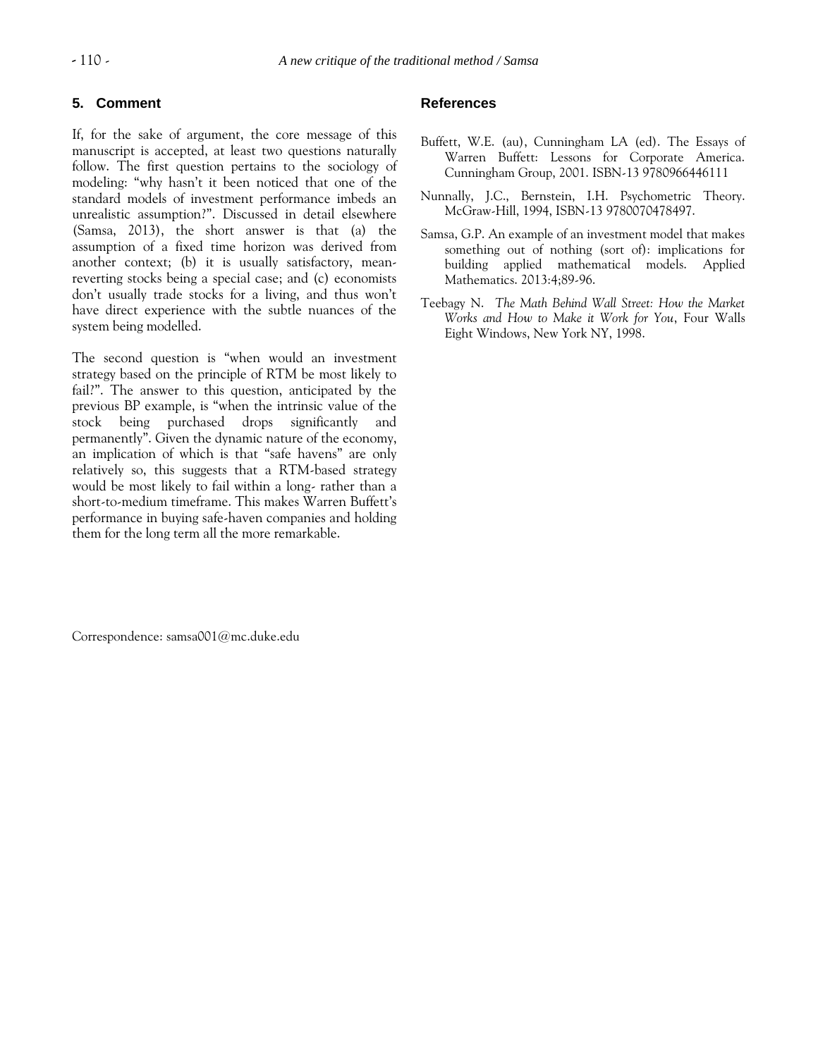## 5. Comment

If, for the sake of argument, the core message of this manuscript is accepted, at least two questions naturally follow. The first question pertains to the sociology of modeling: "why hasn't it been noticed that one of the standard models of investment performance imbeds an unrealistic assumption?". Discussed in detail elsewhere (Samsa, 2013), the short answer is that (a) the assumption of a fixed time horizon was derived from another context; (b) it is usually satisfactory, mean-reverting stocks being a special case; and (c) economists don't usually trade stocks for a living, and thus won't have direct experience with the subtle nuances of the system being modelled.

The second question is "when would an investment strategy based on the principle of RTM be most likely to fail?". The answer to this question, anticipated by the previous BP example, is "when the intrinsic value of the stock being purchased drops significantly and permanently". Given the dynamic nature of the economy, an implication of which is that "safe havens" are only relatively so, this suggests that a RTM-based strategy would be most likely to fail within a long- rather than a short-to-medium timeframe. This makes Warren Buffett's performance in buying safe-haven companies and holding them for the long term all the more remarkable.

Correspondence: samsa001@mc.duke.edu

## References

Buffett, W.E. (au), Cunningham LA (ed). The Essays of Warren Buffett: Lessons for Corporate America. Cunningham Group, 2001. ISBN-13 9780966446111

Nunnally, J.C., Bernstein, I.H. Psychometric Theory. McGraw-Hill, 1994, ISBN-13 9780070478497.

Samsa, G.P. An example of an investment model that makes something out of nothing (sort of): implications for building applied mathematical models. Applied Mathematics. 2013:4;89-96.

Teebagy N. *The Math Behind Wall Street: How the Market Works and How to Make it Work for You*, Four Walls Eight Windows, New York NY, 1998.